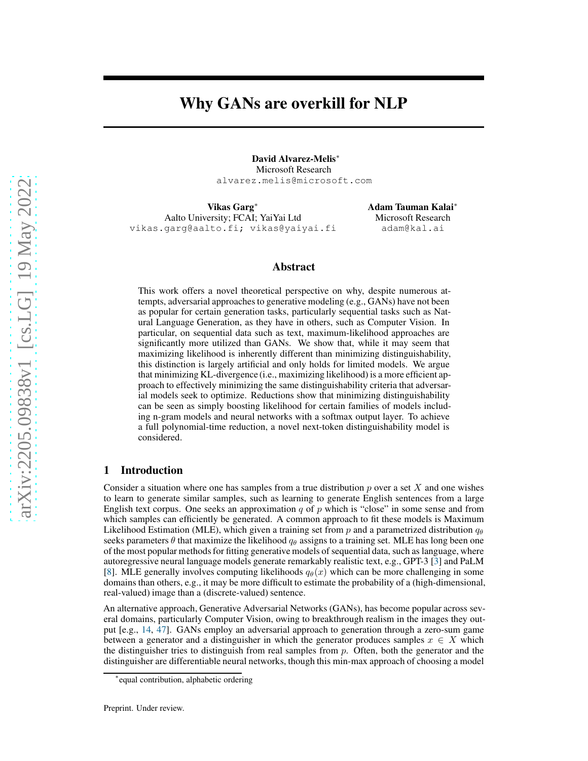# Why GANs are overkill for NLP

**David Alvarez-Melis***
Microsoft Research
alvarez.melis@microsoft.com

**Vikas Garg***
Aalto University; FCAI; YaiYai Ltd
vikas.garg@aalto.fi; vikas@yaiyai.fi

**Adam Tauman Kalai***
Microsoft Research
adam@kal.ai

## Abstract

This work offers a novel theoretical perspective on why, despite numerous attempts, adversarial approaches to generative modeling (e.g., GANs) have not been as popular for certain generation tasks, particularly sequential tasks such as Natural Language Generation, as they have in others, such as Computer Vision. In particular, on sequential data such as text, maximum-likelihood approaches are significantly more utilized than GANs. We show that, while it may seem that maximizing likelihood is inherently different than minimizing distinguishability, this distinction is largely artificial and only holds for limited models. We argue that minimizing KL-divergence (i.e., maximizing likelihood) is a more efficient approach to effectively minimizing the same distinguishability criteria that adversarial models seek to optimize. Reductions show that minimizing distinguishability can be seen as simply boosting likelihood for certain families of models including n-gram models and neural networks with a softmax output layer. To achieve a full polynomial-time reduction, a novel next-token distinguishability model is considered.

## 1 Introduction

Consider a situation where one has samples from a true distribution $p$ over a set $X$ and one wishes to learn to generate similar samples, such as learning to generate English sentences from a large English text corpus. One seeks an approximation $q$ of $p$ which is "close" in some sense and from which samples can efficiently be generated. A common approach to fit these models is Maximum Likelihood Estimation (MLE), which given a training set from $p$ and a parametrized distribution $q_\theta$ seeks parameters $\theta$ that maximize the likelihood $q_\theta$ assigns to a training set. MLE has long been one of the most popular methods for fitting generative models of sequential data, such as language, where autoregressive neural language models generate remarkably realistic text, e.g., GPT-3 [3] and PaLM [8]. MLE generally involves computing likelihoods $q_\theta(x)$ which can be more challenging in some domains than others, e.g., it may be more difficult to estimate the probability of a (high-dimensional, real-valued) image than a (discrete-valued) sentence.

An alternative approach, Generative Adversarial Networks (GANs), has become popular across several domains, particularly Computer Vision, owing to breakthrough realism in the images they output [e.g., 14, 47]. GANs employ an adversarial approach to generation through a zero-sum game between a generator and a distinguisher in which the generator produces samples $x \in X$ which the distinguisher tries to distinguish from real samples from $p$. Often, both the generator and the distinguisher are differentiable neural networks, though this min-max approach of choosing a model

*equal contribution, alphabetic ordering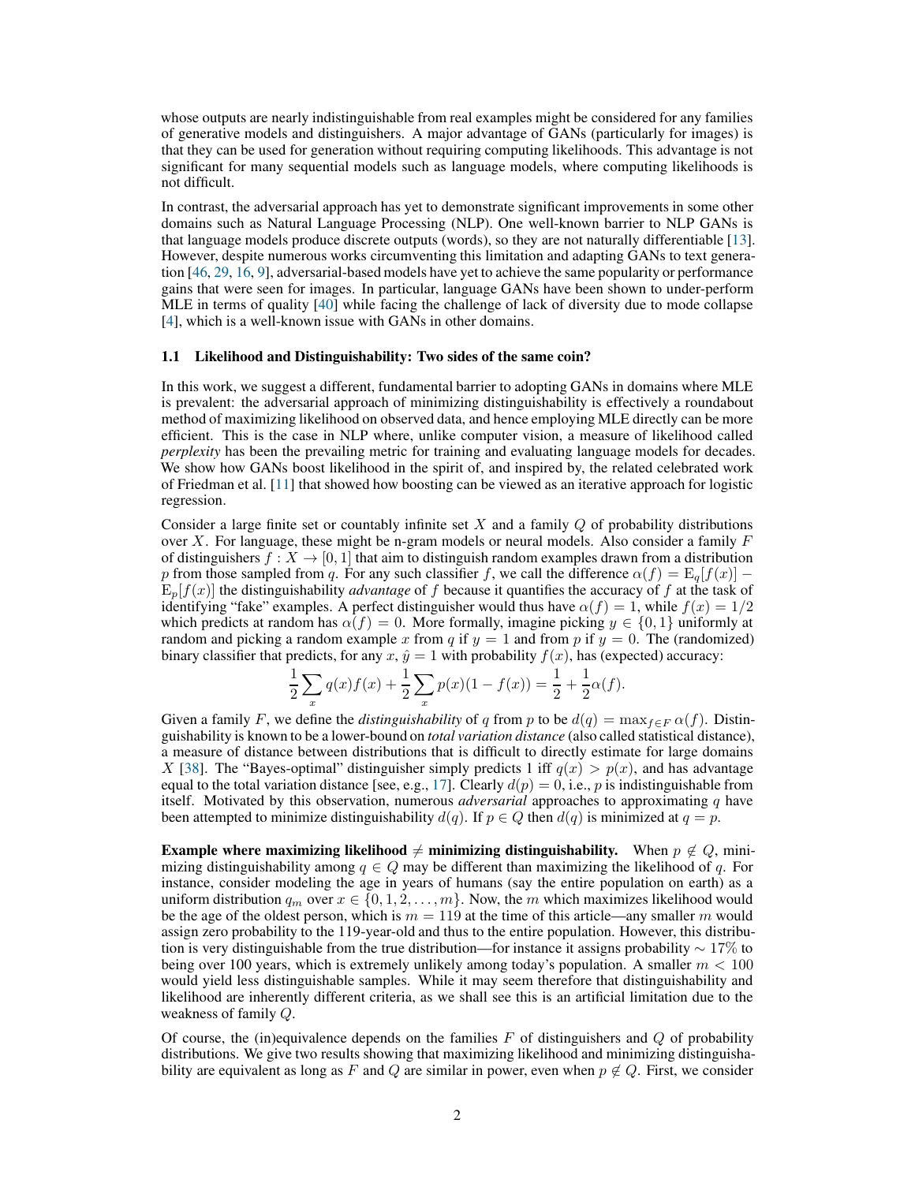whose outputs are nearly indistinguishable from real examples might be considered for any families of generative models and distinguishers. A major advantage of GANs (particularly for images) is that they can be used for generation without requiring computing likelihoods. This advantage is not significant for many sequential models such as language models, where computing likelihoods is not difficult.

In contrast, the adversarial approach has yet to demonstrate significant improvements in some other domains such as Natural Language Processing (NLP). One well-known barrier to NLP GANs is that language models produce discrete outputs (words), so they are not naturally differentiable [13]. However, despite numerous works circumventing this limitation and adapting GANs to text generation [46, 29, 16, 9], adversarial-based models have yet to achieve the same popularity or performance gains that were seen for images. In particular, language GANs have been shown to under-perform MLE in terms of quality [40] while facing the challenge of lack of diversity due to mode collapse [4], which is a well-known issue with GANs in other domains.

### 1.1 Likelihood and Distinguishability: Two sides of the same coin?

In this work, we suggest a different, fundamental barrier to adopting GANs in domains where MLE is prevalent: the adversarial approach of minimizing distinguishability is effectively a roundabout method of maximizing likelihood on observed data, and hence employing MLE directly can be more efficient. This is the case in NLP where, unlike computer vision, a measure of likelihood called *perplexity* has been the prevailing metric for training and evaluating language models for decades. We show how GANs boost likelihood in the spirit of, and inspired by, the related celebrated work of Friedman et al. [11] that showed how boosting can be viewed as an iterative approach for logistic regression.

Consider a large finite set or countably infinite set $X$ and a family $Q$ of probability distributions over $X$. For language, these might be n-gram models or neural models. Also consider a family $F$ of distinguishers $f : X \to [0, 1]$ that aim to distinguish random examples drawn from a distribution $p$ from those sampled from $q$. For any such classifier $f$, we call the difference $\alpha(f) = \mathrm{E}_q[f(x)] - \mathrm{E}_p[f(x)]$ the distinguishability *advantage* of $f$ because it quantifies the accuracy of $f$ at the task of identifying "fake" examples. A perfect distinguisher would thus have $\alpha(f) = 1$, while $f(x) = 1/2$ which predicts at random has $\alpha(f) = 0$. More formally, imagine picking $y \in \{0, 1\}$ uniformly at random and picking a random example $x$ from $q$ if $y = 1$ and from $p$ if $y = 0$. The (randomized) binary classifier that predicts, for any $x$, $\hat{y} = 1$ with probability $f(x)$, has (expected) accuracy:

$$\frac{1}{2}\sum_x q(x)f(x) + \frac{1}{2}\sum_x p(x)(1 - f(x)) = \frac{1}{2} + \frac{1}{2}\alpha(f).$$

Given a family $F$, we define the *distinguishability* of $q$ from $p$ to be $d(q) = \max_{f \in F} \alpha(f)$. Distinguishability is known to be a lower-bound on *total variation distance* (also called statistical distance), a measure of distance between distributions that is difficult to directly estimate for large domains $X$ [38]. The "Bayes-optimal" distinguisher simply predicts 1 iff $q(x) > p(x)$, and has advantage equal to the total variation distance [see, e.g., 17]. Clearly $d(p) = 0$, i.e., $p$ is indistinguishable from itself. Motivated by this observation, numerous *adversarial* approaches to approximating $q$ have been attempted to minimize distinguishability $d(q)$. If $p \in Q$ then $d(q)$ is minimized at $q = p$.

**Example where maximizing likelihood ≠ minimizing distinguishability.** When $p \notin Q$, minimizing distinguishability among $q \in Q$ may be different than maximizing the likelihood of $q$. For instance, consider modeling the age in years of humans (say the entire population on earth) as a uniform distribution $q_m$ over $x \in \{0, 1, 2, \ldots, m\}$. Now, the $m$ which maximizes likelihood would be the age of the oldest person, which is $m = 119$ at the time of this article—any smaller $m$ would assign zero probability to the 119-year-old and thus to the entire population. However, this distribution is very distinguishable from the true distribution—for instance it assigns probability $\sim 17\%$ to being over 100 years, which is extremely unlikely among today's population. A smaller $m < 100$ would yield less distinguishable samples. While it may seem therefore that distinguishability and likelihood are inherently different criteria, as we shall see this is an artificial limitation due to the weakness of family $Q$.

Of course, the (in)equivalence depends on the families $F$ of distinguishers and $Q$ of probability distributions. We give two results showing that maximizing likelihood and minimizing distinguishability are equivalent as long as $F$ and $Q$ are similar in power, even when $p \notin Q$. First, we consider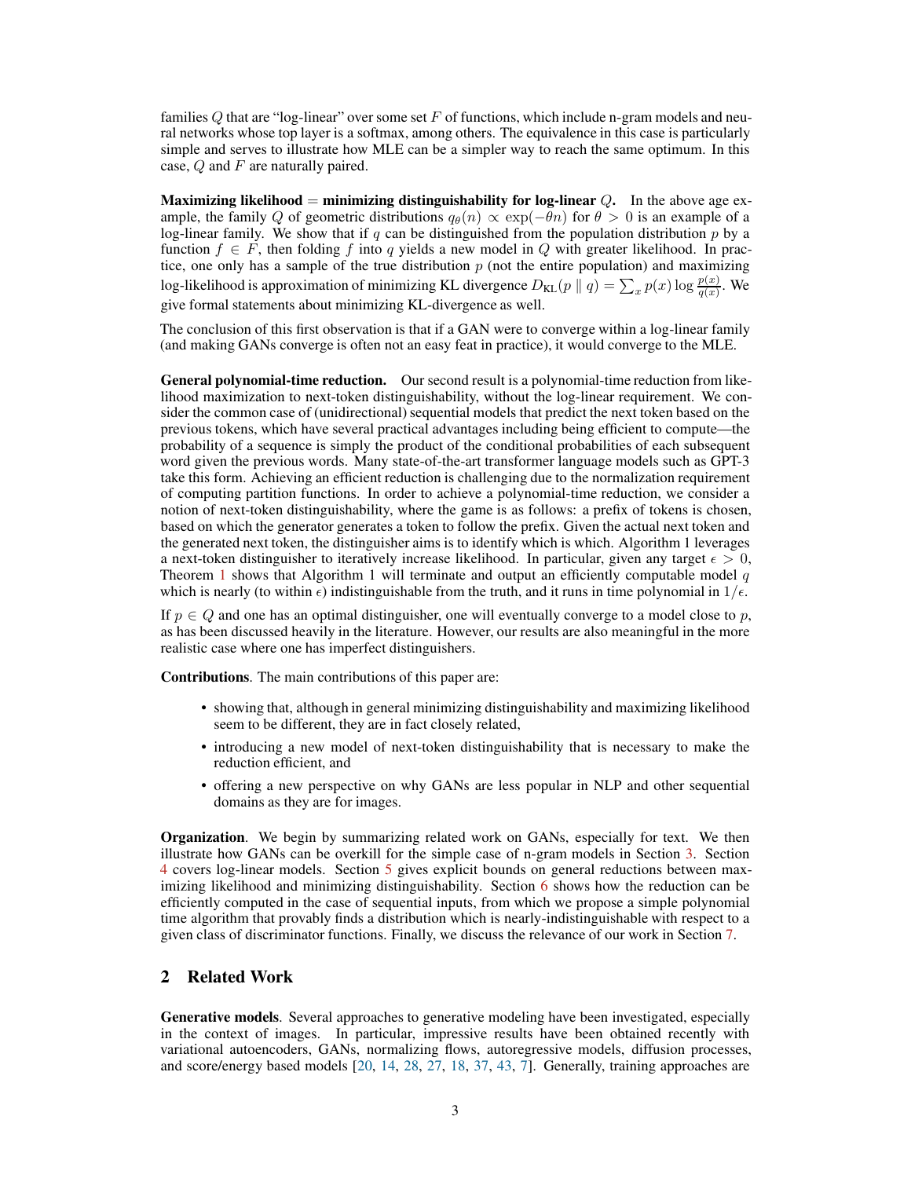families $Q$ that are "log-linear" over some set $F$ of functions, which include n-gram models and neural networks whose top layer is a softmax, among others. The equivalence in this case is particularly simple and serves to illustrate how MLE can be a simpler way to reach the same optimum. In this case, $Q$ and $F$ are naturally paired.

**Maximizing likelihood = minimizing distinguishability for log-linear $Q$.** In the above age example, the family $Q$ of geometric distributions $q_\theta(n) \propto \exp(-\theta n)$ for $\theta > 0$ is an example of a log-linear family. We show that if $q$ can be distinguished from the population distribution $p$ by a function $f \in F$, then folding $f$ into $q$ yields a new model in $Q$ with greater likelihood. In practice, one only has a sample of the true distribution $p$ (not the entire population) and maximizing log-likelihood is approximation of minimizing KL divergence $D_{\mathrm{KL}}(p \parallel q) = \sum_x p(x) \log \frac{p(x)}{q(x)}$. We give formal statements about minimizing KL-divergence as well.

The conclusion of this first observation is that if a GAN were to converge within a log-linear family (and making GANs converge is often not an easy feat in practice), it would converge to the MLE.

**General polynomial-time reduction.** Our second result is a polynomial-time reduction from likelihood maximization to next-token distinguishability, without the log-linear requirement. We consider the common case of (unidirectional) sequential models that predict the next token based on the previous tokens, which have several practical advantages including being efficient to compute—the probability of a sequence is simply the product of the conditional probabilities of each subsequent word given the previous words. Many state-of-the-art transformer language models such as GPT-3 take this form. Achieving an efficient reduction is challenging due to the normalization requirement of computing partition functions. In order to achieve a polynomial-time reduction, we consider a notion of next-token distinguishability, where the game is as follows: a prefix of tokens is chosen, based on which the generator generates a token to follow the prefix. Given the actual next token and the generated next token, the distinguisher aims is to identify which is which. Algorithm 1 leverages a next-token distinguisher to iteratively increase likelihood. In particular, given any target $\epsilon > 0$, Theorem 1 shows that Algorithm 1 will terminate and output an efficiently computable model $q$ which is nearly (to within $\epsilon$) indistinguishable from the truth, and it runs in time polynomial in $1/\epsilon$.

If $p \in Q$ and one has an optimal distinguisher, one will eventually converge to a model close to $p$, as has been discussed heavily in the literature. However, our results are also meaningful in the more realistic case where one has imperfect distinguishers.

**Contributions**. The main contributions of this paper are:

- showing that, although in general minimizing distinguishability and maximizing likelihood seem to be different, they are in fact closely related,
- introducing a new model of next-token distinguishability that is necessary to make the reduction efficient, and
- offering a new perspective on why GANs are less popular in NLP and other sequential domains as they are for images.

**Organization**. We begin by summarizing related work on GANs, especially for text. We then illustrate how GANs can be overkill for the simple case of n-gram models in Section 3. Section 4 covers log-linear models. Section 5 gives explicit bounds on general reductions between maximizing likelihood and minimizing distinguishability. Section 6 shows how the reduction can be efficiently computed in the case of sequential inputs, from which we propose a simple polynomial time algorithm that provably finds a distribution which is nearly-indistinguishable with respect to a given class of discriminator functions. Finally, we discuss the relevance of our work in Section 7.

## 2 Related Work

**Generative models**. Several approaches to generative modeling have been investigated, especially in the context of images. In particular, impressive results have been obtained recently with variational autoencoders, GANs, normalizing flows, autoregressive models, diffusion processes, and score/energy based models [20, 14, 28, 27, 18, 37, 43, 7]. Generally, training approaches are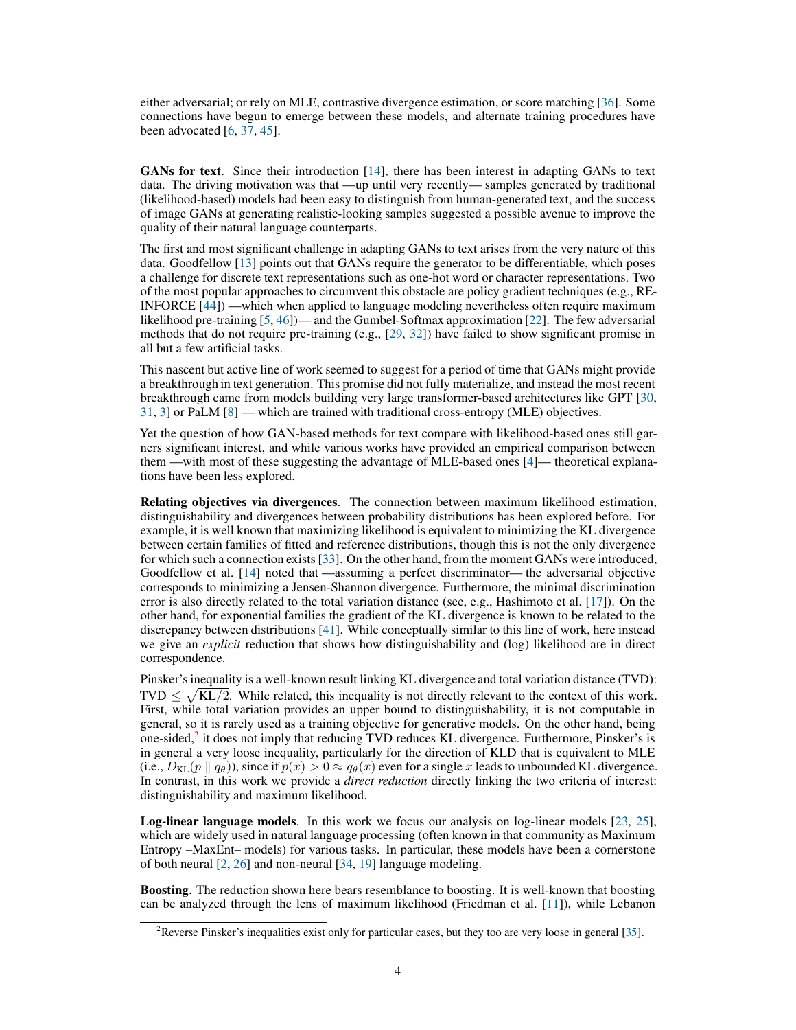either adversarial; or rely on MLE, contrastive divergence estimation, or score matching [36]. Some connections have begun to emerge between these models, and alternate training procedures have been advocated [6, 37, 45].

**GANs for text**. Since their introduction [14], there has been interest in adapting GANs to text data. The driving motivation was that —up until very recently— samples generated by traditional (likelihood-based) models had been easy to distinguish from human-generated text, and the success of image GANs at generating realistic-looking samples suggested a possible avenue to improve the quality of their natural language counterparts.

The first and most significant challenge in adapting GANs to text arises from the very nature of this data. Goodfellow [13] points out that GANs require the generator to be differentiable, which poses a challenge for discrete text representations such as one-hot word or character representations. Two of the most popular approaches to circumvent this obstacle are policy gradient techniques (e.g., REINFORCE [44]) —which when applied to language modeling nevertheless often require maximum likelihood pre-training [5, 46])— and the Gumbel-Softmax approximation [22]. The few adversarial methods that do not require pre-training (e.g., [29, 32]) have failed to show significant promise in all but a few artificial tasks.

This nascent but active line of work seemed to suggest for a period of time that GANs might provide a breakthrough in text generation. This promise did not fully materialize, and instead the most recent breakthrough came from models building very large transformer-based architectures like GPT [30, 31, 3] or PaLM [8] — which are trained with traditional cross-entropy (MLE) objectives.

Yet the question of how GAN-based methods for text compare with likelihood-based ones still garners significant interest, and while various works have provided an empirical comparison between them —with most of these suggesting the advantage of MLE-based ones [4]— theoretical explanations have been less explored.

**Relating objectives via divergences**. The connection between maximum likelihood estimation, distinguishability and divergences between probability distributions has been explored before. For example, it is well known that maximizing likelihood is equivalent to minimizing the KL divergence between certain families of fitted and reference distributions, though this is not the only divergence for which such a connection exists [33]. On the other hand, from the moment GANs were introduced, Goodfellow et al. [14] noted that —assuming a perfect discriminator— the adversarial objective corresponds to minimizing a Jensen-Shannon divergence. Furthermore, the minimal discrimination error is also directly related to the total variation distance (see, e.g., Hashimoto et al. [17]). On the other hand, for exponential families the gradient of the KL divergence is known to be related to the discrepancy between distributions [41]. While conceptually similar to this line of work, here instead we give an *explicit* reduction that shows how distinguishability and (log) likelihood are in direct correspondence.

Pinsker's inequality is a well-known result linking KL divergence and total variation distance (TVD): $\text{TVD} \leq \sqrt{\text{KL}/2}$. While related, this inequality is not directly relevant to the context of this work. First, while total variation provides an upper bound to distinguishability, it is not computable in general, so it is rarely used as a training objective for generative models. On the other hand, being one-sided,[2] it does not imply that reducing TVD reduces KL divergence. Furthermore, Pinsker's is in general a very loose inequality, particularly for the direction of KLD that is equivalent to MLE (i.e., $D_{\text{KL}}(p \parallel q_\theta)$), since if $p(x) > 0 \approx q_\theta(x)$ even for a single $x$ leads to unbounded KL divergence. In contrast, in this work we provide a *direct reduction* directly linking the two criteria of interest: distinguishability and maximum likelihood.

**Log-linear language models**. In this work we focus our analysis on log-linear models [23, 25], which are widely used in natural language processing (often known in that community as Maximum Entropy –MaxEnt– models) for various tasks. In particular, these models have been a cornerstone of both neural [2, 26] and non-neural [34, 19] language modeling.

**Boosting**. The reduction shown here bears resemblance to boosting. It is well-known that boosting can be analyzed through the lens of maximum likelihood (Friedman et al. [11]), while Lebanon

[2]Reverse Pinsker's inequalities exist only for particular cases, but they too are very loose in general [35].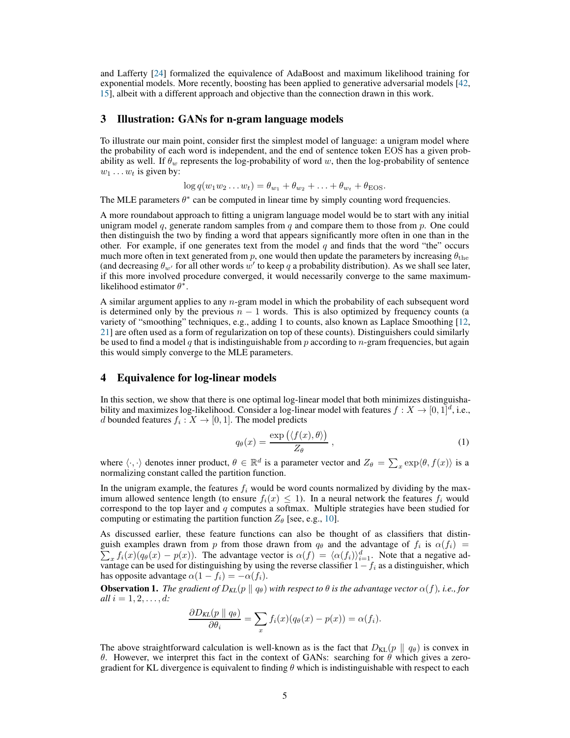and Lafferty [24] formalized the equivalence of AdaBoost and maximum likelihood training for exponential models. More recently, boosting has been applied to generative adversarial models [42, 15], albeit with a different approach and objective than the connection drawn in this work.

## 3 Illustration: GANs for n-gram language models

To illustrate our main point, consider first the simplest model of language: a unigram model where the probability of each word is independent, and the end of sentence token EOS has a given probability as well. If $\theta_w$ represents the log-probability of word $w$, then the log-probability of sentence $w_1 \dots w_t$ is given by:

$$\log q(w_1 w_2 \dots w_t) = \theta_{w_1} + \theta_{w_2} + \dots + \theta_{w_t} + \theta_{\text{EOS}}.$$

The MLE parameters $\theta^*$ can be computed in linear time by simply counting word frequencies.

A more roundabout approach to fitting a unigram language model would be to start with any initial unigram model $q$, generate random samples from $q$ and compare them to those from $p$. One could then distinguish the two by finding a word that appears significantly more often in one than in the other. For example, if one generates text from the model $q$ and finds that the word "the" occurs much more often in text generated from $p$, one would then update the parameters by increasing $\theta_{\text{the}}$ (and decreasing $\theta_{w'}$ for all other words $w'$ to keep $q$ a probability distribution). As we shall see later, if this more involved procedure converged, it would necessarily converge to the same maximum-likelihood estimator $\theta^*$.

A similar argument applies to any $n$-gram model in which the probability of each subsequent word is determined only by the previous $n-1$ words. This is also optimized by frequency counts (a variety of "smoothing" techniques, e.g., adding 1 to counts, also known as Laplace Smoothing [12, 21] are often used as a form of regularization on top of these counts). Distinguishers could similarly be used to find a model $q$ that is indistinguishable from $p$ according to $n$-gram frequencies, but again this would simply converge to the MLE parameters.

## 4 Equivalence for log-linear models

In this section, we show that there is one optimal log-linear model that both minimizes distinguishability and maximizes log-likelihood. Consider a log-linear model with features $f : X \to [0,1]^d$, i.e., $d$ bounded features $f_i : X \to [0,1]$. The model predicts

$$q_\theta(x) = \frac{\exp\big(\langle f(x), \theta\rangle\big)}{Z_\theta}\ , \tag{1}$$

where $\langle \cdot, \cdot \rangle$ denotes inner product, $\theta \in \mathbb{R}^d$ is a parameter vector and $Z_\theta = \sum_x \exp\langle \theta, f(x)\rangle$ is a normalizing constant called the partition function.

In the unigram example, the features $f_i$ would be word counts normalized by dividing by the maximum allowed sentence length (to ensure $f_i(x) \le 1$). In a neural network the features $f_i$ would correspond to the top layer and $q$ computes a softmax. Multiple strategies have been studied for computing or estimating the partition function $Z_\theta$ [see, e.g., 10].

As discussed earlier, these feature functions can also be thought of as classifiers that distinguish examples drawn from $p$ from those drawn from $q_\theta$ and the advantage of $f_i$ is $\alpha(f_i) = \sum_x f_i(x)(q_\theta(x) - p(x))$. The advantage vector is $\alpha(f) = \langle \alpha(f_i)\rangle_{i=1}^d$. Note that a negative advantage can be used for distinguishing by using the reverse classifier $1 - f_i$ as a distinguisher, which has opposite advantage $\alpha(1 - f_i) = -\alpha(f_i)$.

**Observation 1.** *The gradient of $D_{KL}(p \parallel q_\theta)$ with respect to $\theta$ is the advantage vector $\alpha(f)$, i.e., for all $i = 1, 2, \dots, d$:*

$$\frac{\partial D_{KL}(p \parallel q_\theta)}{\partial \theta_i} = \sum_x f_i(x)(q_\theta(x) - p(x)) = \alpha(f_i).$$

The above straightforward calculation is well-known as is the fact that $D_{\text{KL}}(p \parallel q_\theta)$ is convex in $\theta$. However, we interpret this fact in the context of GANs: searching for $\theta$ which gives a zero-gradient for KL divergence is equivalent to finding $\theta$ which is indistinguishable with respect to each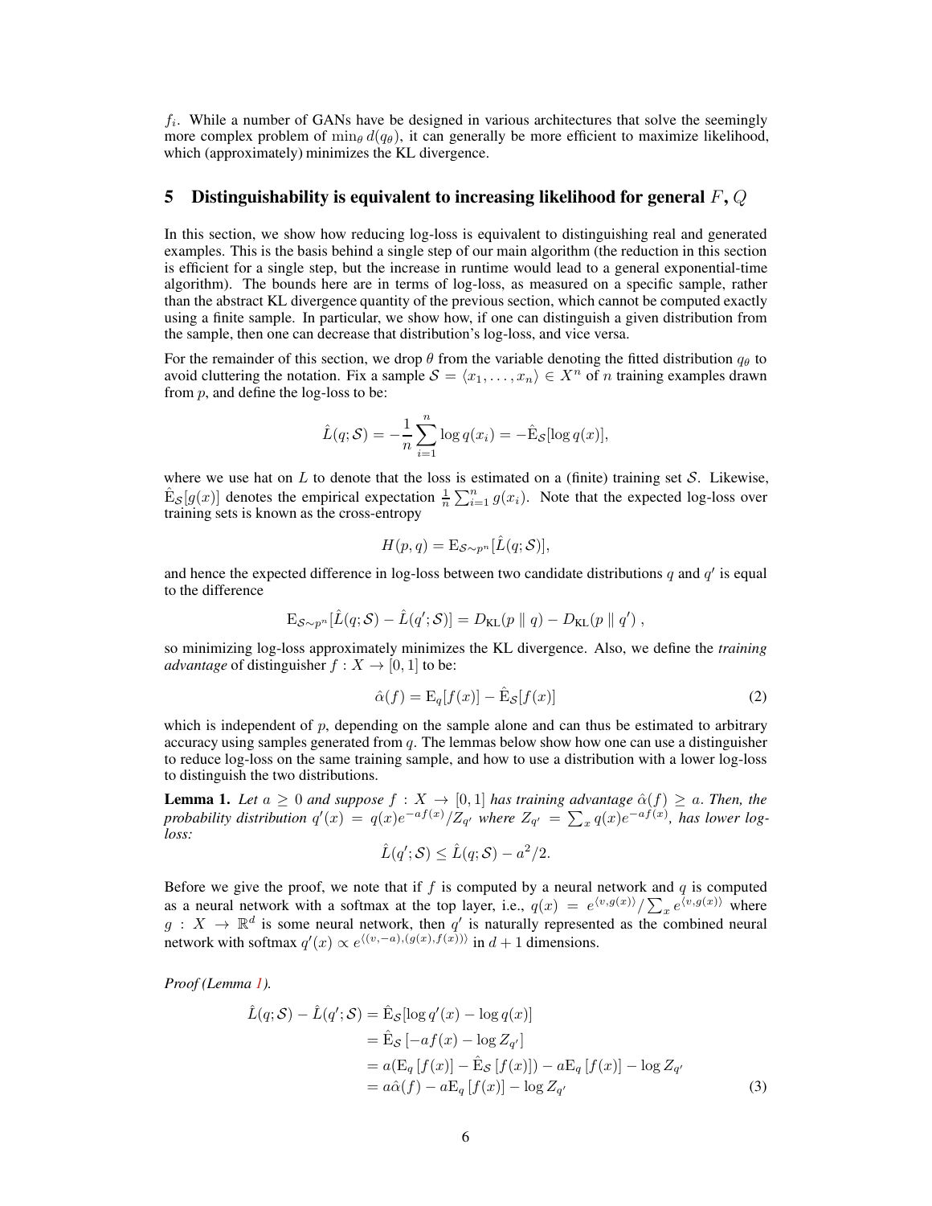$f_i$. While a number of GANs have be designed in various architectures that solve the seemingly more complex problem of $\min_\theta d(q_\theta)$, it can generally be more efficient to maximize likelihood, which (approximately) minimizes the KL divergence.

## 5 Distinguishability is equivalent to increasing likelihood for general $F$, $Q$

In this section, we show how reducing log-loss is equivalent to distinguishing real and generated examples. This is the basis behind a single step of our main algorithm (the reduction in this section is efficient for a single step, but the increase in runtime would lead to a general exponential-time algorithm). The bounds here are in terms of log-loss, as measured on a specific sample, rather than the abstract KL divergence quantity of the previous section, which cannot be computed exactly using a finite sample. In particular, we show how, if one can distinguish a given distribution from the sample, then one can decrease that distribution's log-loss, and vice versa.

For the remainder of this section, we drop $\theta$ from the variable denoting the fitted distribution $q_\theta$ to avoid cluttering the notation. Fix a sample $\mathcal{S} = \langle x_1, \ldots, x_n \rangle \in X^n$ of $n$ training examples drawn from $p$, and define the log-loss to be:

$$\hat{L}(q; \mathcal{S}) = -\frac{1}{n} \sum_{i=1}^{n} \log q(x_i) = -\hat{\mathrm{E}}_{\mathcal{S}}[\log q(x)],$$

where we use hat on $L$ to denote that the loss is estimated on a (finite) training set $\mathcal{S}$. Likewise, $\hat{\mathrm{E}}_{\mathcal{S}}[g(x)]$ denotes the empirical expectation $\frac{1}{n}\sum_{i=1}^{n} g(x_i)$. Note that the expected log-loss over training sets is known as the cross-entropy

$$H(p, q) = \mathrm{E}_{\mathcal{S}\sim p^n}[\hat{L}(q; \mathcal{S})],$$

and hence the expected difference in log-loss between two candidate distributions $q$ and $q'$ is equal to the difference

$$\mathrm{E}_{\mathcal{S}\sim p^n}[\hat{L}(q; \mathcal{S}) - \hat{L}(q'; \mathcal{S})] = D_{\mathrm{KL}}(p \parallel q) - D_{\mathrm{KL}}(p \parallel q'),$$

so minimizing log-loss approximately minimizes the KL divergence. Also, we define the *training advantage* of distinguisher $f : X \to [0, 1]$ to be:

$$\hat{\alpha}(f) = \mathrm{E}_q[f(x)] - \hat{\mathrm{E}}_{\mathcal{S}}[f(x)] \tag{2}$$

which is independent of $p$, depending on the sample alone and can thus be estimated to arbitrary accuracy using samples generated from $q$. The lemmas below show how one can use a distinguisher to reduce log-loss on the same training sample, and how to use a distribution with a lower log-loss to distinguish the two distributions.

**Lemma 1.** *Let $a \geq 0$ and suppose $f : X \to [0, 1]$ has training advantage $\hat{\alpha}(f) \geq a$. Then, the probability distribution $q'(x) = q(x)e^{-af(x)}/Z_{q'}$ where $Z_{q'} = \sum_x q(x)e^{-af(x)}$, has lower log-loss:*

$$\hat{L}(q'; \mathcal{S}) \leq \hat{L}(q; \mathcal{S}) - a^2/2.$$

Before we give the proof, we note that if $f$ is computed by a neural network and $q$ is computed as a neural network with a softmax at the top layer, i.e., $q(x) = e^{\langle v, g(x)\rangle}/\sum_x e^{\langle v, g(x)\rangle}$ where $g : X \to \mathbb{R}^d$ is some neural network, then $q'$ is naturally represented as the combined neural network with softmax $q'(x) \propto e^{\langle (v, -a), (g(x), f(x))\rangle}$ in $d + 1$ dimensions.

*Proof (Lemma 1).*

$$\begin{aligned}
\hat{L}(q; \mathcal{S}) - \hat{L}(q'; \mathcal{S}) &= \hat{\mathrm{E}}_{\mathcal{S}}[\log q'(x) - \log q(x)] \\
&= \hat{\mathrm{E}}_{\mathcal{S}}\left[-af(x) - \log Z_{q'}\right] \\
&= a(\mathrm{E}_q\left[f(x)\right] - \hat{\mathrm{E}}_{\mathcal{S}}\left[f(x)\right]) - a\mathrm{E}_q\left[f(x)\right] - \log Z_{q'} \\
&= a\hat{\alpha}(f) - a\mathrm{E}_q\left[f(x)\right] - \log Z_{q'}
\end{aligned} \tag{3}$$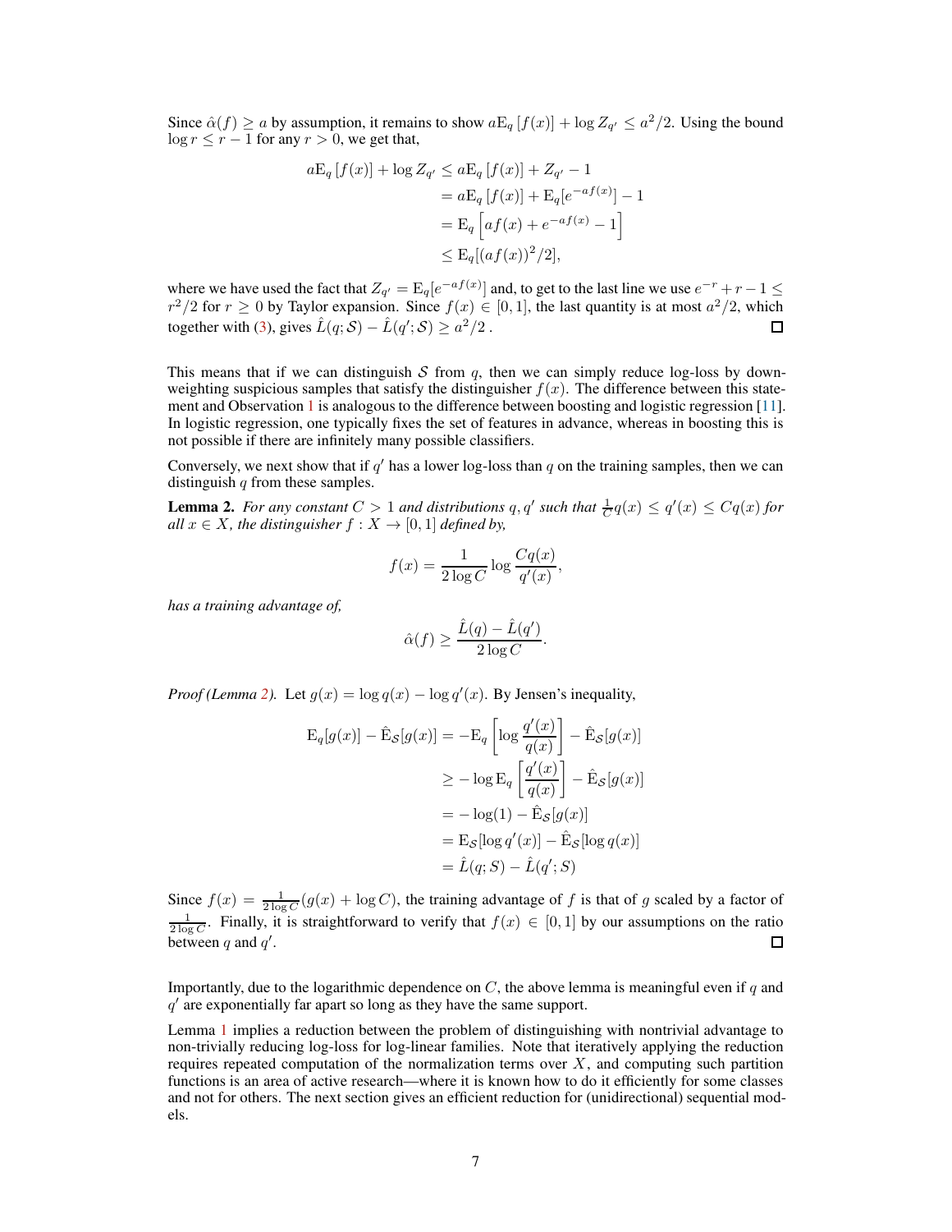Since $\hat{\alpha}(f) \geq a$ by assumption, it remains to show $a\mathrm{E}_q[f(x)] + \log Z_{q'} \leq a^2/2$. Using the bound $\log r \leq r - 1$ for any $r > 0$, we get that,

$$
\begin{aligned}
a\mathrm{E}_q[f(x)] + \log Z_{q'} &\leq a\mathrm{E}_q[f(x)] + Z_{q'} - 1 \\
&= a\mathrm{E}_q[f(x)] + \mathrm{E}_q[e^{-af(x)}] - 1 \\
&= \mathrm{E}_q\left[af(x) + e^{-af(x)} - 1\right] \\
&\leq \mathrm{E}_q[(af(x))^2/2],
\end{aligned}
$$

where we have used the fact that $Z_{q'} = \mathrm{E}_q[e^{-af(x)}]$ and, to get to the last line we use $e^{-r} + r - 1 \leq r^2/2$ for $r \geq 0$ by Taylor expansion. Since $f(x) \in [0, 1]$, the last quantity is at most $a^2/2$, which together with (3), gives $\hat{L}(q; \mathcal{S}) - \hat{L}(q'; \mathcal{S}) \geq a^2/2$. ◻

This means that if we can distinguish $\mathcal{S}$ from $q$, then we can simply reduce log-loss by down-weighting suspicious samples that satisfy the distinguisher $f(x)$. The difference between this statement and Observation 1 is analogous to the difference between boosting and logistic regression [11]. In logistic regression, one typically fixes the set of features in advance, whereas in boosting this is not possible if there are infinitely many possible classifiers.

Conversely, we next show that if $q'$ has a lower log-loss than $q$ on the training samples, then we can distinguish $q$ from these samples.

**Lemma 2.** *For any constant $C > 1$ and distributions $q, q'$ such that $\frac{1}{C}q(x) \leq q'(x) \leq Cq(x)$ for all $x \in X$, the distinguisher $f : X \to [0, 1]$ defined by,*

$$
f(x) = \frac{1}{2\log C} \log \frac{Cq(x)}{q'(x)},
$$

*has a training advantage of,*

$$
\hat{\alpha}(f) \geq \frac{\hat{L}(q) - \hat{L}(q')}{2\log C}.
$$

*Proof (Lemma 2).* Let $g(x) = \log q(x) - \log q'(x)$. By Jensen's inequality,

$$
\begin{aligned}
\mathrm{E}_q[g(x)] - \hat{\mathrm{E}}_{\mathcal{S}}[g(x)] &= -\mathrm{E}_q\left[\log \frac{q'(x)}{q(x)}\right] - \hat{\mathrm{E}}_{\mathcal{S}}[g(x)] \\
&\geq -\log \mathrm{E}_q\left[\frac{q'(x)}{q(x)}\right] - \hat{\mathrm{E}}_{\mathcal{S}}[g(x)] \\
&= -\log(1) - \hat{\mathrm{E}}_{\mathcal{S}}[g(x)] \\
&= \mathrm{E}_{\mathcal{S}}[\log q'(x)] - \hat{\mathrm{E}}_{\mathcal{S}}[\log q(x)] \\
&= \hat{L}(q; S) - \hat{L}(q'; S)
\end{aligned}
$$

Since $f(x) = \frac{1}{2\log C}(g(x) + \log C)$, the training advantage of $f$ is that of $g$ scaled by a factor of $\frac{1}{2\log C}$. Finally, it is straightforward to verify that $f(x) \in [0, 1]$ by our assumptions on the ratio between $q$ and $q'$. ◻

Importantly, due to the logarithmic dependence on $C$, the above lemma is meaningful even if $q$ and $q'$ are exponentially far apart so long as they have the same support.

Lemma 1 implies a reduction between the problem of distinguishing with nontrivial advantage to non-trivially reducing log-loss for log-linear families. Note that iteratively applying the reduction requires repeated computation of the normalization terms over $X$, and computing such partition functions is an area of active research—where it is known how to do it efficiently for some classes and not for others. The next section gives an efficient reduction for (unidirectional) sequential models.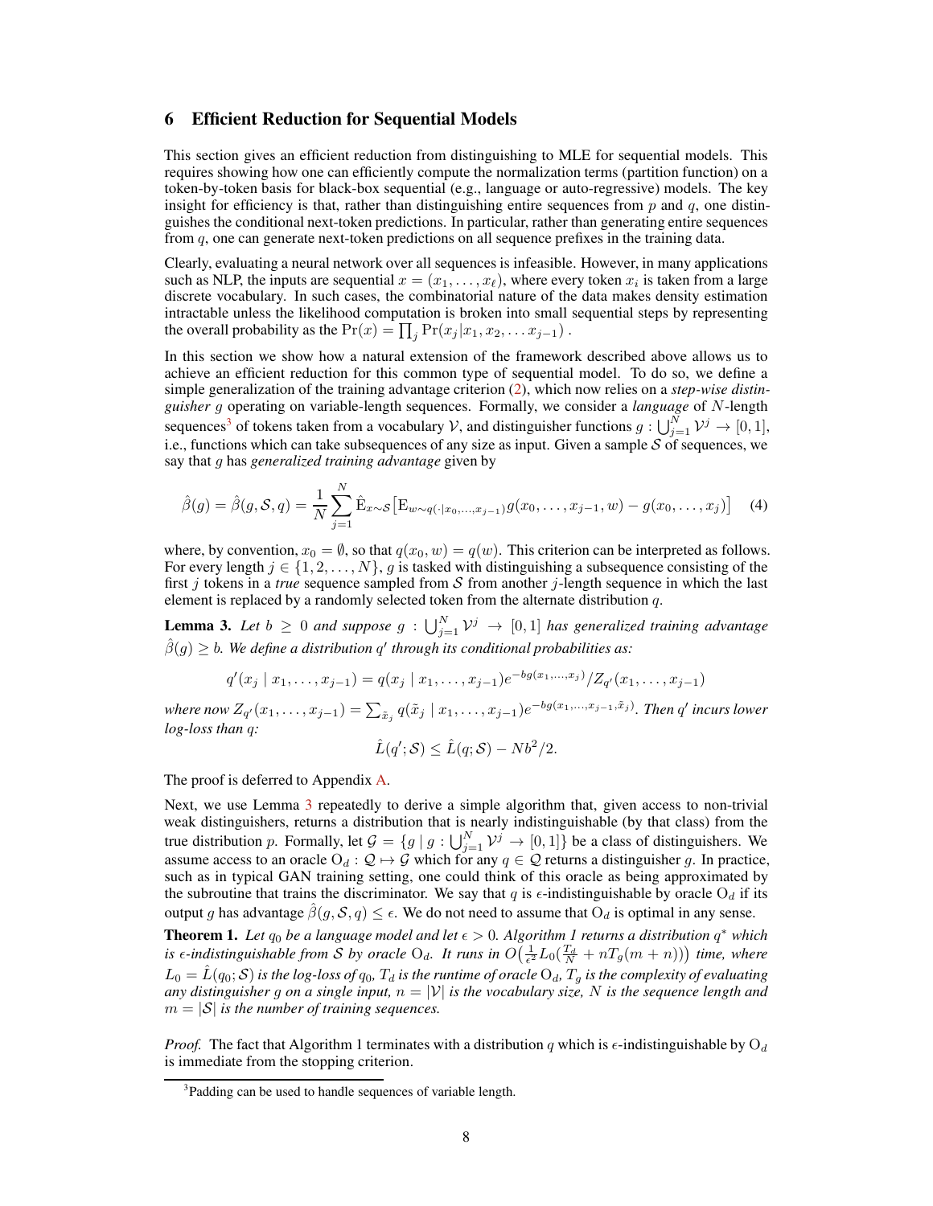## 6 Efficient Reduction for Sequential Models

This section gives an efficient reduction from distinguishing to MLE for sequential models. This requires showing how one can efficiently compute the normalization terms (partition function) on a token-by-token basis for black-box sequential (e.g., language or auto-regressive) models. The key insight for efficiency is that, rather than distinguishing entire sequences from $p$ and $q$, one distinguishes the conditional next-token predictions. In particular, rather than generating entire sequences from $q$, one can generate next-token predictions on all sequence prefixes in the training data.

Clearly, evaluating a neural network over all sequences is infeasible. However, in many applications such as NLP, the inputs are sequential $x = (x_1, \ldots, x_\ell)$, where every token $x_i$ is taken from a large discrete vocabulary. In such cases, the combinatorial nature of the data makes density estimation intractable unless the likelihood computation is broken into small sequential steps by representing the overall probability as the $\Pr(x) = \prod_j \Pr(x_j | x_1, x_2, \ldots x_{j-1})$.

In this section we show how a natural extension of the framework described above allows us to achieve an efficient reduction for this common type of sequential model. To do so, we define a simple generalization of the training advantage criterion (2), which now relies on a *step-wise distinguisher* $g$ operating on variable-length sequences. Formally, we consider a *language* of $N$-length sequences[3] of tokens taken from a vocabulary $\mathcal{V}$, and distinguisher functions $g : \bigcup_{j=1}^{N} \mathcal{V}^j \to [0, 1]$, i.e., functions which can take subsequences of any size as input. Given a sample $\mathcal{S}$ of sequences, we say that $g$ has *generalized training advantage* given by

$$\hat{\beta}(g) = \hat{\beta}(g, \mathcal{S}, q) = \frac{1}{N} \sum_{j=1}^{N} \hat{\mathrm{E}}_{x \sim \mathcal{S}} \left[ \mathrm{E}_{w \sim q(\cdot | x_0, \ldots, x_{j-1})} g(x_0, \ldots, x_{j-1}, w) - g(x_0, \ldots, x_j) \right] \quad (4)$$

where, by convention, $x_0 = \emptyset$, so that $q(x_0, w) = q(w)$. This criterion can be interpreted as follows. For every length $j \in \{1, 2, \ldots, N\}$, $g$ is tasked with distinguishing a subsequence consisting of the first $j$ tokens in a *true* sequence sampled from $\mathcal{S}$ from another $j$-length sequence in which the last element is replaced by a randomly selected token from the alternate distribution $q$.

**Lemma 3.** *Let $b \geq 0$ and suppose $g : \bigcup_{j=1}^{N} \mathcal{V}^j \to [0, 1]$ has generalized training advantage $\hat{\beta}(g) \geq b$. We define a distribution $q'$ through its conditional probabilities as:*

$$q'(x_j \mid x_1, \ldots, x_{j-1}) = q(x_j \mid x_1, \ldots, x_{j-1}) e^{-bg(x_1, \ldots, x_j)} / Z_{q'}(x_1, \ldots, x_{j-1})$$

*where now $Z_{q'}(x_1, \ldots, x_{j-1}) = \sum_{\tilde{x}_j} q(\tilde{x}_j \mid x_1, \ldots, x_{j-1}) e^{-bg(x_1, \ldots, x_{j-1}, \tilde{x}_j)}$. Then $q'$ incurs lower log-loss than $q$:*

$$\hat{L}(q'; \mathcal{S}) \leq \hat{L}(q; \mathcal{S}) - Nb^2/2.$$

The proof is deferred to Appendix A.

Next, we use Lemma 3 repeatedly to derive a simple algorithm that, given access to non-trivial weak distinguishers, returns a distribution that is nearly indistinguishable (by that class) from the true distribution $p$. Formally, let $\mathcal{G} = \{g \mid g : \bigcup_{j=1}^{N} \mathcal{V}^j \to [0, 1]\}$ be a class of distinguishers. We assume access to an oracle $\mathrm{O}_d : \mathcal{Q} \mapsto \mathcal{G}$ which for any $q \in \mathcal{Q}$ returns a distinguisher $g$. In practice, such as in typical GAN training setting, one could think of this oracle as being approximated by the subroutine that trains the discriminator. We say that $q$ is $\epsilon$-indistinguishable by oracle $\mathrm{O}_d$ if its output $g$ has advantage $\hat{\beta}(g, \mathcal{S}, q) \leq \epsilon$. We do not need to assume that $\mathrm{O}_d$ is optimal in any sense.

**Theorem 1.** *Let $q_0$ be a language model and let $\epsilon > 0$. Algorithm 1 returns a distribution $q^*$ which is $\epsilon$-indistinguishable from $\mathcal{S}$ by oracle $\mathrm{O}_d$. It runs in $O\big(\frac{1}{\epsilon^2} L_0 (\frac{T_d}{N} + nT_g(m + n))\big)$ time, where $L_0 = \hat{L}(q_0; \mathcal{S})$ is the log-loss of $q_0$, $T_d$ is the runtime of oracle $\mathrm{O}_d$, $T_g$ is the complexity of evaluating any distinguisher $g$ on a single input, $n = |\mathcal{V}|$ is the vocabulary size, $N$ is the sequence length and $m = |\mathcal{S}|$ is the number of training sequences.*

*Proof.* The fact that Algorithm 1 terminates with a distribution $q$ which is $\epsilon$-indistinguishable by $\mathrm{O}_d$ is immediate from the stopping criterion.

[3] Padding can be used to handle sequences of variable length.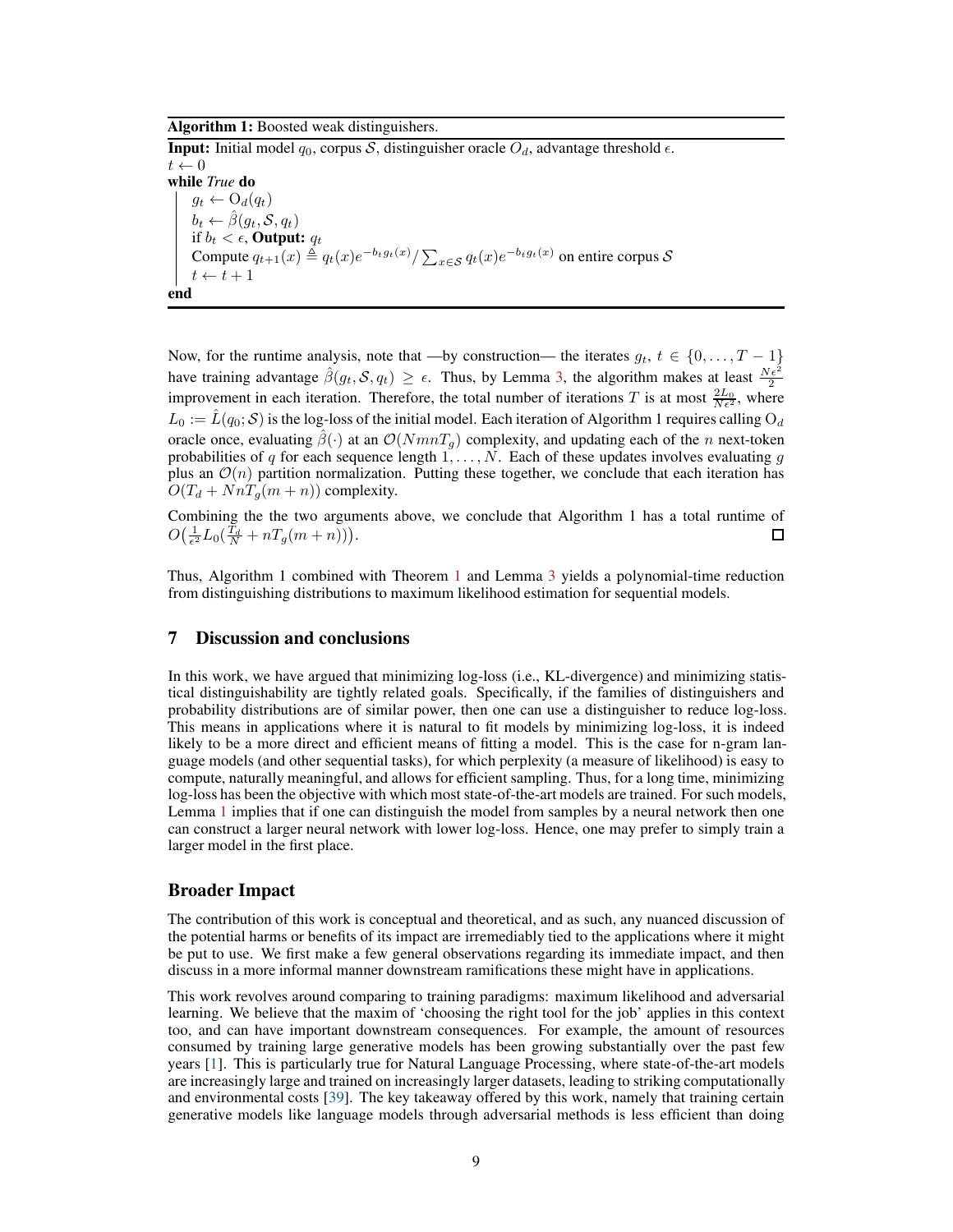**Algorithm 1:** Boosted weak distinguishers.

**Input:** Initial model $q_0$, corpus $\mathcal{S}$, distinguisher oracle $O_d$, advantage threshold $\epsilon$.
$t \leftarrow 0$
**while** *True* **do**
  $g_t \leftarrow \mathrm{O}_d(q_t)$
  $b_t \leftarrow \hat{\beta}(g_t, \mathcal{S}, q_t)$
  if $b_t < \epsilon$, **Output:** $q_t$
  Compute $q_{t+1}(x) \triangleq q_t(x)e^{-b_t g_t(x)} / \sum_{x \in \mathcal{S}} q_t(x) e^{-b_t g_t(x)}$ on entire corpus $\mathcal{S}$
  $t \leftarrow t + 1$
**end**

Now, for the runtime analysis, note that —by construction— the iterates $g_t$, $t \in \{0, \dots, T-1\}$ have training advantage $\hat{\beta}(g_t, \mathcal{S}, q_t) \geq \epsilon$. Thus, by Lemma 3, the algorithm makes at least $\frac{N\epsilon^2}{2}$ improvement in each iteration. Therefore, the total number of iterations $T$ is at most $\frac{2L_0}{N\epsilon^2}$, where $L_0 := \hat{L}(q_0; \mathcal{S})$ is the log-loss of the initial model. Each iteration of Algorithm 1 requires calling $\mathrm{O}_d$ oracle once, evaluating $\hat{\beta}(\cdot)$ at an $\mathcal{O}(NmnT_g)$ complexity, and updating each of the $n$ next-token probabilities of $q$ for each sequence length $1, \dots, N$. Each of these updates involves evaluating $g$ plus an $\mathcal{O}(n)$ partition normalization. Putting these together, we conclude that each iteration has $O(T_d + NnT_g(m+n))$ complexity.

Combining the the two arguments above, we conclude that Algorithm 1 has a total runtime of $O\big(\frac{1}{\epsilon^2} L_0 (\frac{T_d}{N} + nT_g(m+n))\big)$. ◻

Thus, Algorithm 1 combined with Theorem 1 and Lemma 3 yields a polynomial-time reduction from distinguishing distributions to maximum likelihood estimation for sequential models.

## 7 Discussion and conclusions

In this work, we have argued that minimizing log-loss (i.e., KL-divergence) and minimizing statistical distinguishability are tightly related goals. Specifically, if the families of distinguishers and probability distributions are of similar power, then one can use a distinguisher to reduce log-loss. This means in applications where it is natural to fit models by minimizing log-loss, it is indeed likely to be a more direct and efficient means of fitting a model. This is the case for n-gram language models (and other sequential tasks), for which perplexity (a measure of likelihood) is easy to compute, naturally meaningful, and allows for efficient sampling. Thus, for a long time, minimizing log-loss has been the objective with which most state-of-the-art models are trained. For such models, Lemma 1 implies that if one can distinguish the model from samples by a neural network then one can construct a larger neural network with lower log-loss. Hence, one may prefer to simply train a larger model in the first place.

## Broader Impact

The contribution of this work is conceptual and theoretical, and as such, any nuanced discussion of the potential harms or benefits of its impact are irremediably tied to the applications where it might be put to use. We first make a few general observations regarding its immediate impact, and then discuss in a more informal manner downstream ramifications these might have in applications.

This work revolves around comparing to training paradigms: maximum likelihood and adversarial learning. We believe that the maxim of 'choosing the right tool for the job' applies in this context too, and can have important downstream consequences. For example, the amount of resources consumed by training large generative models has been growing substantially over the past few years [1]. This is particularly true for Natural Language Processing, where state-of-the-art models are increasingly large and trained on increasingly larger datasets, leading to striking computationally and environmental costs [39]. The key takeaway offered by this work, namely that training certain generative models like language models through adversarial methods is less efficient than doing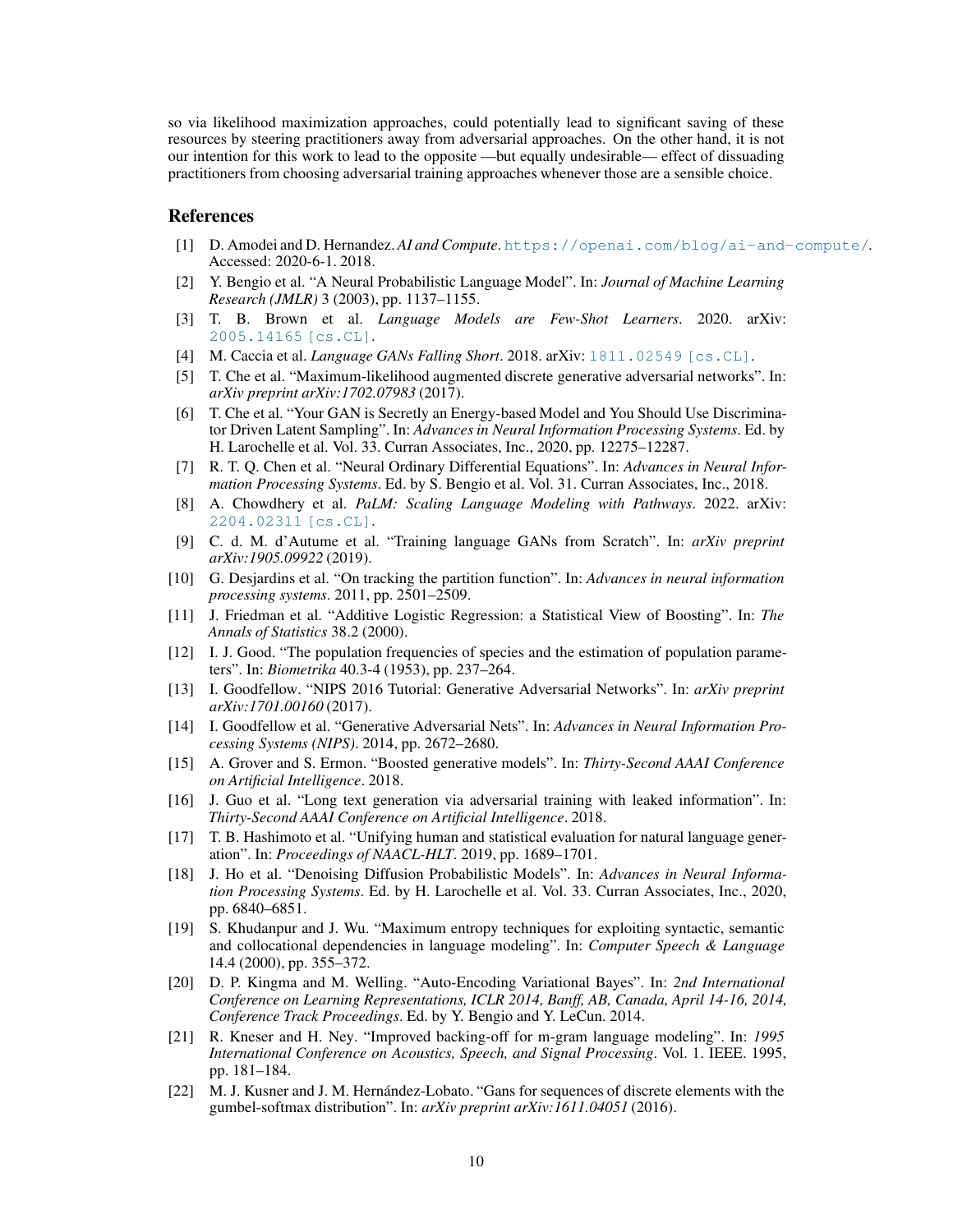so via likelihood maximization approaches, could potentially lead to significant saving of these resources by steering practitioners away from adversarial approaches. On the other hand, it is not our intention for this work to lead to the opposite —but equally undesirable— effect of dissuading practitioners from choosing adversarial training approaches whenever those are a sensible choice.

## References

[1] D. Amodei and D. Hernandez. *AI and Compute*. https://openai.com/blog/ai-and-compute/. Accessed: 2020-6-1. 2018.

[2] Y. Bengio et al. "A Neural Probabilistic Language Model". In: *Journal of Machine Learning Research (JMLR)* 3 (2003), pp. 1137–1155.

[3] T. B. Brown et al. *Language Models are Few-Shot Learners*. 2020. arXiv: 2005.14165 [cs.CL].

[4] M. Caccia et al. *Language GANs Falling Short*. 2018. arXiv: 1811.02549 [cs.CL].

[5] T. Che et al. "Maximum-likelihood augmented discrete generative adversarial networks". In: *arXiv preprint arXiv:1702.07983* (2017).

[6] T. Che et al. "Your GAN is Secretly an Energy-based Model and You Should Use Discriminator Driven Latent Sampling". In: *Advances in Neural Information Processing Systems*. Ed. by H. Larochelle et al. Vol. 33. Curran Associates, Inc., 2020, pp. 12275–12287.

[7] R. T. Q. Chen et al. "Neural Ordinary Differential Equations". In: *Advances in Neural Information Processing Systems*. Ed. by S. Bengio et al. Vol. 31. Curran Associates, Inc., 2018.

[8] A. Chowdhery et al. *PaLM: Scaling Language Modeling with Pathways*. 2022. arXiv: 2204.02311 [cs.CL].

[9] C. d. M. d'Autume et al. "Training language GANs from Scratch". In: *arXiv preprint arXiv:1905.09922* (2019).

[10] G. Desjardins et al. "On tracking the partition function". In: *Advances in neural information processing systems*. 2011, pp. 2501–2509.

[11] J. Friedman et al. "Additive Logistic Regression: a Statistical View of Boosting". In: *The Annals of Statistics* 38.2 (2000).

[12] I. J. Good. "The population frequencies of species and the estimation of population parameters". In: *Biometrika* 40.3-4 (1953), pp. 237–264.

[13] I. Goodfellow. "NIPS 2016 Tutorial: Generative Adversarial Networks". In: *arXiv preprint arXiv:1701.00160* (2017).

[14] I. Goodfellow et al. "Generative Adversarial Nets". In: *Advances in Neural Information Processing Systems (NIPS)*. 2014, pp. 2672–2680.

[15] A. Grover and S. Ermon. "Boosted generative models". In: *Thirty-Second AAAI Conference on Artificial Intelligence*. 2018.

[16] J. Guo et al. "Long text generation via adversarial training with leaked information". In: *Thirty-Second AAAI Conference on Artificial Intelligence*. 2018.

[17] T. B. Hashimoto et al. "Unifying human and statistical evaluation for natural language generation". In: *Proceedings of NAACL-HLT*. 2019, pp. 1689–1701.

[18] J. Ho et al. "Denoising Diffusion Probabilistic Models". In: *Advances in Neural Information Processing Systems*. Ed. by H. Larochelle et al. Vol. 33. Curran Associates, Inc., 2020, pp. 6840–6851.

[19] S. Khudanpur and J. Wu. "Maximum entropy techniques for exploiting syntactic, semantic and collocational dependencies in language modeling". In: *Computer Speech & Language* 14.4 (2000), pp. 355–372.

[20] D. P. Kingma and M. Welling. "Auto-Encoding Variational Bayes". In: *2nd International Conference on Learning Representations, ICLR 2014, Banff, AB, Canada, April 14-16, 2014, Conference Track Proceedings*. Ed. by Y. Bengio and Y. LeCun. 2014.

[21] R. Kneser and H. Ney. "Improved backing-off for m-gram language modeling". In: *1995 International Conference on Acoustics, Speech, and Signal Processing*. Vol. 1. IEEE. 1995, pp. 181–184.

[22] M. J. Kusner and J. M. Hernández-Lobato. "Gans for sequences of discrete elements with the gumbel-softmax distribution". In: *arXiv preprint arXiv:1611.04051* (2016).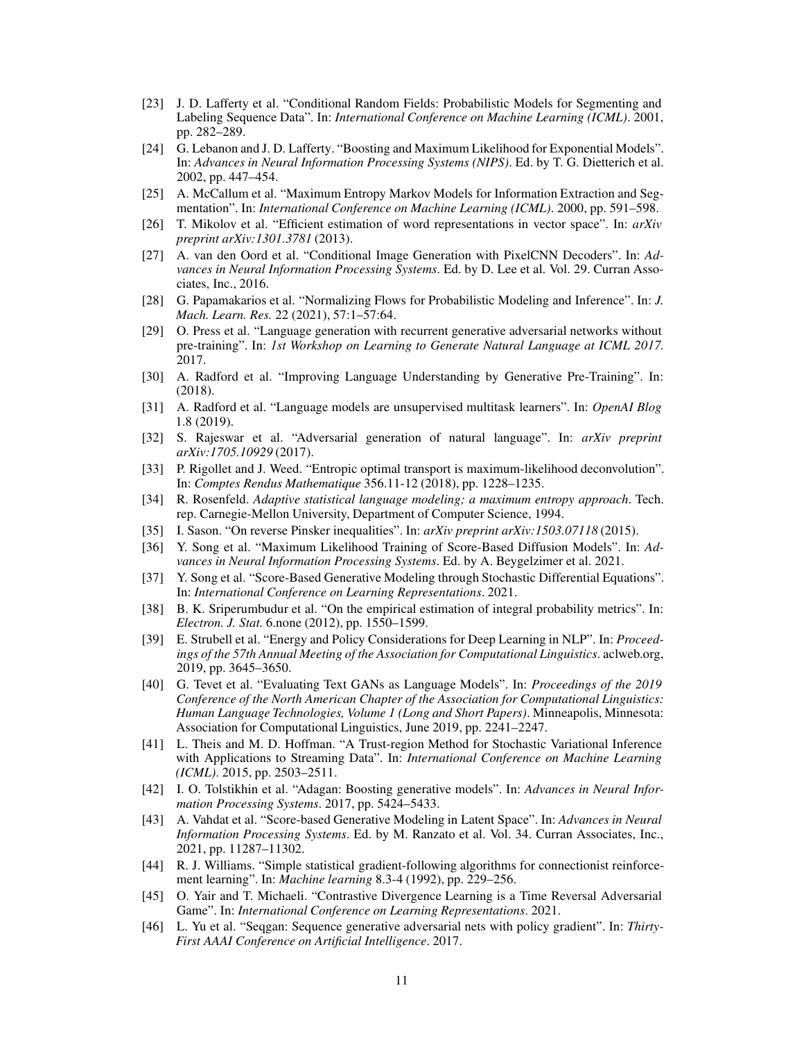[23] J. D. Lafferty et al. "Conditional Random Fields: Probabilistic Models for Segmenting and Labeling Sequence Data". In: *International Conference on Machine Learning (ICML)*. 2001, pp. 282–289.

[24] G. Lebanon and J. D. Lafferty. "Boosting and Maximum Likelihood for Exponential Models". In: *Advances in Neural Information Processing Systems (NIPS)*. Ed. by T. G. Dietterich et al. 2002, pp. 447–454.

[25] A. McCallum et al. "Maximum Entropy Markov Models for Information Extraction and Segmentation". In: *International Conference on Machine Learning (ICML)*. 2000, pp. 591–598.

[26] T. Mikolov et al. "Efficient estimation of word representations in vector space". In: *arXiv preprint arXiv:1301.3781* (2013).

[27] A. van den Oord et al. "Conditional Image Generation with PixelCNN Decoders". In: *Advances in Neural Information Processing Systems*. Ed. by D. Lee et al. Vol. 29. Curran Associates, Inc., 2016.

[28] G. Papamakarios et al. "Normalizing Flows for Probabilistic Modeling and Inference". In: *J. Mach. Learn. Res.* 22 (2021), 57:1–57:64.

[29] O. Press et al. "Language generation with recurrent generative adversarial networks without pre-training". In: *1st Workshop on Learning to Generate Natural Language at ICML 2017*. 2017.

[30] A. Radford et al. "Improving Language Understanding by Generative Pre-Training". In: (2018).

[31] A. Radford et al. "Language models are unsupervised multitask learners". In: *OpenAI Blog* 1.8 (2019).

[32] S. Rajeswar et al. "Adversarial generation of natural language". In: *arXiv preprint arXiv:1705.10929* (2017).

[33] P. Rigollet and J. Weed. "Entropic optimal transport is maximum-likelihood deconvolution". In: *Comptes Rendus Mathematique* 356.11-12 (2018), pp. 1228–1235.

[34] R. Rosenfeld. *Adaptive statistical language modeling; a maximum entropy approach*. Tech. rep. Carnegie-Mellon University, Department of Computer Science, 1994.

[35] I. Sason. "On reverse Pinsker inequalities". In: *arXiv preprint arXiv:1503.07118* (2015).

[36] Y. Song et al. "Maximum Likelihood Training of Score-Based Diffusion Models". In: *Advances in Neural Information Processing Systems*. Ed. by A. Beygelzimer et al. 2021.

[37] Y. Song et al. "Score-Based Generative Modeling through Stochastic Differential Equations". In: *International Conference on Learning Representations*. 2021.

[38] B. K. Sriperumbudur et al. "On the empirical estimation of integral probability metrics". In: *Electron. J. Stat.* 6.none (2012), pp. 1550–1599.

[39] E. Strubell et al. "Energy and Policy Considerations for Deep Learning in NLP". In: *Proceedings of the 57th Annual Meeting of the Association for Computational Linguistics*. aclweb.org, 2019, pp. 3645–3650.

[40] G. Tevet et al. "Evaluating Text GANs as Language Models". In: *Proceedings of the 2019 Conference of the North American Chapter of the Association for Computational Linguistics: Human Language Technologies, Volume 1 (Long and Short Papers)*. Minneapolis, Minnesota: Association for Computational Linguistics, June 2019, pp. 2241–2247.

[41] L. Theis and M. D. Hoffman. "A Trust-region Method for Stochastic Variational Inference with Applications to Streaming Data". In: *International Conference on Machine Learning (ICML)*. 2015, pp. 2503–2511.

[42] I. O. Tolstikhin et al. "Adagan: Boosting generative models". In: *Advances in Neural Information Processing Systems*. 2017, pp. 5424–5433.

[43] A. Vahdat et al. "Score-based Generative Modeling in Latent Space". In: *Advances in Neural Information Processing Systems*. Ed. by M. Ranzato et al. Vol. 34. Curran Associates, Inc., 2021, pp. 11287–11302.

[44] R. J. Williams. "Simple statistical gradient-following algorithms for connectionist reinforcement learning". In: *Machine learning* 8.3-4 (1992), pp. 229–256.

[45] O. Yair and T. Michaeli. "Contrastive Divergence Learning is a Time Reversal Adversarial Game". In: *International Conference on Learning Representations*. 2021.

[46] L. Yu et al. "Seqgan: Sequence generative adversarial nets with policy gradient". In: *Thirty-First AAAI Conference on Artificial Intelligence*. 2017.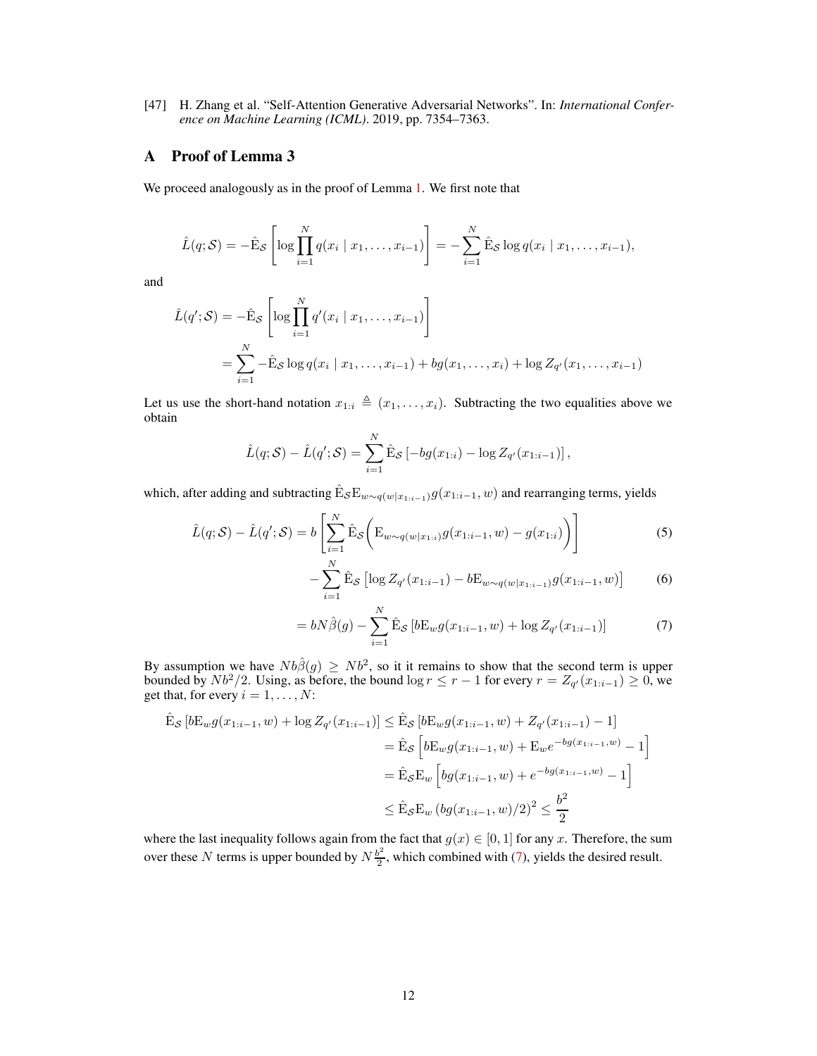[47] H. Zhang et al. "Self-Attention Generative Adversarial Networks". In: *International Conference on Machine Learning (ICML)*. 2019, pp. 7354–7363.

## A Proof of Lemma 3

We proceed analogously as in the proof of Lemma 1. We first note that

$$\hat{L}(q; \mathcal{S}) = -\hat{\mathrm{E}}_{\mathcal{S}} \left[ \log \prod_{i=1}^{N} q(x_i \mid x_1, \dots, x_{i-1}) \right] = -\sum_{i=1}^{N} \hat{\mathrm{E}}_{\mathcal{S}} \log q(x_i \mid x_1, \dots, x_{i-1}),$$

and

$$\begin{aligned}
\hat{L}(q'; \mathcal{S}) &= -\hat{\mathrm{E}}_{\mathcal{S}} \left[ \log \prod_{i=1}^{N} q'(x_i \mid x_1, \dots, x_{i-1}) \right] \\
&= \sum_{i=1}^{N} -\hat{\mathrm{E}}_{\mathcal{S}} \log q(x_i \mid x_1, \dots, x_{i-1}) + bg(x_1, \dots, x_i) + \log Z_{q'}(x_1, \dots, x_{i-1})
\end{aligned}$$

Let us use the short-hand notation $x_{1:i} \triangleq (x_1, \dots, x_i)$. Subtracting the two equalities above we obtain

$$\hat{L}(q; \mathcal{S}) - \hat{L}(q'; \mathcal{S}) = \sum_{i=1}^{N} \hat{\mathrm{E}}_{\mathcal{S}} \left[ -bg(x_{1:i}) - \log Z_{q'}(x_{1:i-1}) \right],$$

which, after adding and subtracting $\hat{\mathrm{E}}_{\mathcal{S}} \mathrm{E}_{w \sim q(w|x_{1:i-1})} g(x_{1:i-1}, w)$ and rearranging terms, yields

$$\hat{L}(q; \mathcal{S}) - \hat{L}(q'; \mathcal{S}) = b \left[ \sum_{i=1}^{N} \hat{\mathrm{E}}_{\mathcal{S}} \Big( \mathrm{E}_{w \sim q(w|x_{1:i})} g(x_{1:i-1}, w) - g(x_{1:i}) \Big) \right] \tag{5}$$

$$- \sum_{i=1}^{N} \hat{\mathrm{E}}_{\mathcal{S}} \left[ \log Z_{q'}(x_{1:i-1}) - b \mathrm{E}_{w \sim q(w|x_{1:i-1})} g(x_{1:i-1}, w) \right] \tag{6}$$

$$= bN\hat{\beta}(g) - \sum_{i=1}^{N} \hat{\mathrm{E}}_{\mathcal{S}} \left[ b \mathrm{E}_w g(x_{1:i-1}, w) + \log Z_{q'}(x_{1:i-1}) \right] \tag{7}$$

By assumption we have $Nb\hat{\beta}(g) \geq Nb^2$, so it it remains to show that the second term is upper bounded by $Nb^2/2$. Using, as before, the bound $\log r \leq r - 1$ for every $r = Z_{q'}(x_{1:i-1}) \geq 0$, we get that, for every $i = 1, \dots, N$:

$$\begin{aligned}
\hat{\mathrm{E}}_{\mathcal{S}} \left[ b \mathrm{E}_w g(x_{1:i-1}, w) + \log Z_{q'}(x_{1:i-1}) \right] &\leq \hat{\mathrm{E}}_{\mathcal{S}} \left[ b \mathrm{E}_w g(x_{1:i-1}, w) + Z_{q'}(x_{1:i-1}) - 1 \right] \\
&= \hat{\mathrm{E}}_{\mathcal{S}} \left[ b \mathrm{E}_w g(x_{1:i-1}, w) + \mathrm{E}_w e^{-bg(x_{1:i-1}, w)} - 1 \right] \\
&= \hat{\mathrm{E}}_{\mathcal{S}} \mathrm{E}_w \left[ bg(x_{1:i-1}, w) + e^{-bg(x_{1:i-1}, w)} - 1 \right] \\
&\leq \hat{\mathrm{E}}_{\mathcal{S}} \mathrm{E}_w \left( bg(x_{1:i-1}, w)/2 \right)^2 \leq \frac{b^2}{2}
\end{aligned}$$

where the last inequality follows again from the fact that $g(x) \in [0, 1]$ for any $x$. Therefore, the sum over these $N$ terms is upper bounded by $N \frac{b^2}{2}$, which combined with (7), yields the desired result.